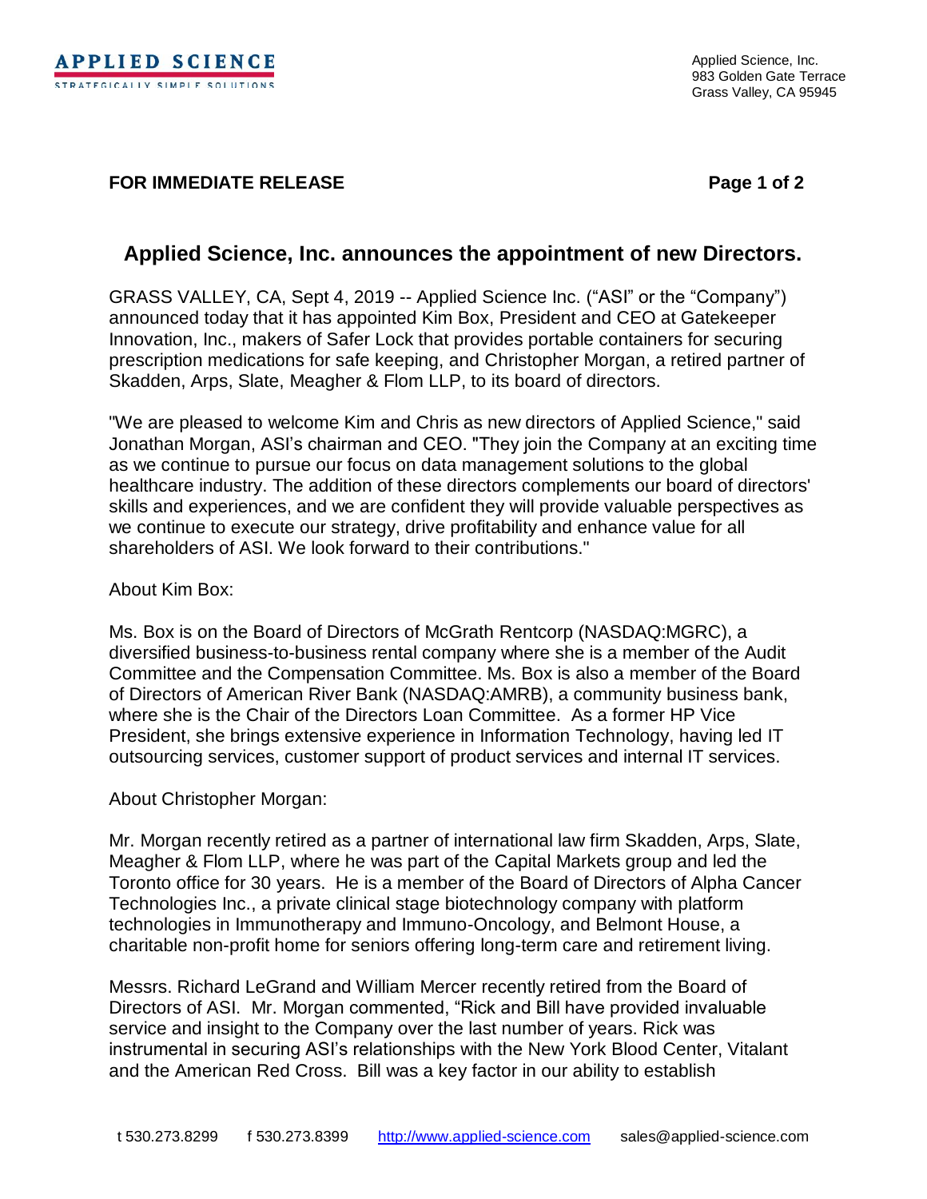**APPLIED SCIENCE**
STRATEGICALLY SIMPLE SOLUTIONS

Applied Science, Inc.
983 Golden Gate Terrace
Grass Valley, CA 95945

**FOR IMMEDIATE RELEASE**

## Applied Science, Inc. announces the appointment of new Directors.

GRASS VALLEY, CA, Sept 4, 2019 -- Applied Science Inc. ("ASI" or the "Company") announced today that it has appointed Kim Box, President and CEO at Gatekeeper Innovation, Inc., makers of Safer Lock that provides portable containers for securing prescription medications for safe keeping, and Christopher Morgan, a retired partner of Skadden, Arps, Slate, Meagher & Flom LLP, to its board of directors.

"We are pleased to welcome Kim and Chris as new directors of Applied Science," said Jonathan Morgan, ASI's chairman and CEO. "They join the Company at an exciting time as we continue to pursue our focus on data management solutions to the global healthcare industry. The addition of these directors complements our board of directors' skills and experiences, and we are confident they will provide valuable perspectives as we continue to execute our strategy, drive profitability and enhance value for all shareholders of ASI. We look forward to their contributions."

About Kim Box:

Ms. Box is on the Board of Directors of McGrath Rentcorp (NASDAQ:MGRC), a diversified business-to-business rental company where she is a member of the Audit Committee and the Compensation Committee. Ms. Box is also a member of the Board of Directors of American River Bank (NASDAQ:AMRB), a community business bank, where she is the Chair of the Directors Loan Committee. As a former HP Vice President, she brings extensive experience in Information Technology, having led IT outsourcing services, customer support of product services and internal IT services.

About Christopher Morgan:

Mr. Morgan recently retired as a partner of international law firm Skadden, Arps, Slate, Meagher & Flom LLP, where he was part of the Capital Markets group and led the Toronto office for 30 years. He is a member of the Board of Directors of Alpha Cancer Technologies Inc., a private clinical stage biotechnology company with platform technologies in Immunotherapy and Immuno-Oncology, and Belmont House, a charitable non-profit home for seniors offering long-term care and retirement living.

Messrs. Richard LeGrand and William Mercer recently retired from the Board of Directors of ASI. Mr. Morgan commented, "Rick and Bill have provided invaluable service and insight to the Company over the last number of years. Rick was instrumental in securing ASI's relationships with the New York Blood Center, Vitalant and the American Red Cross. Bill was a key factor in our ability to establish

t 530.273.8299 f 530.273.8399 http://www.applied-science.com sales@applied-science.com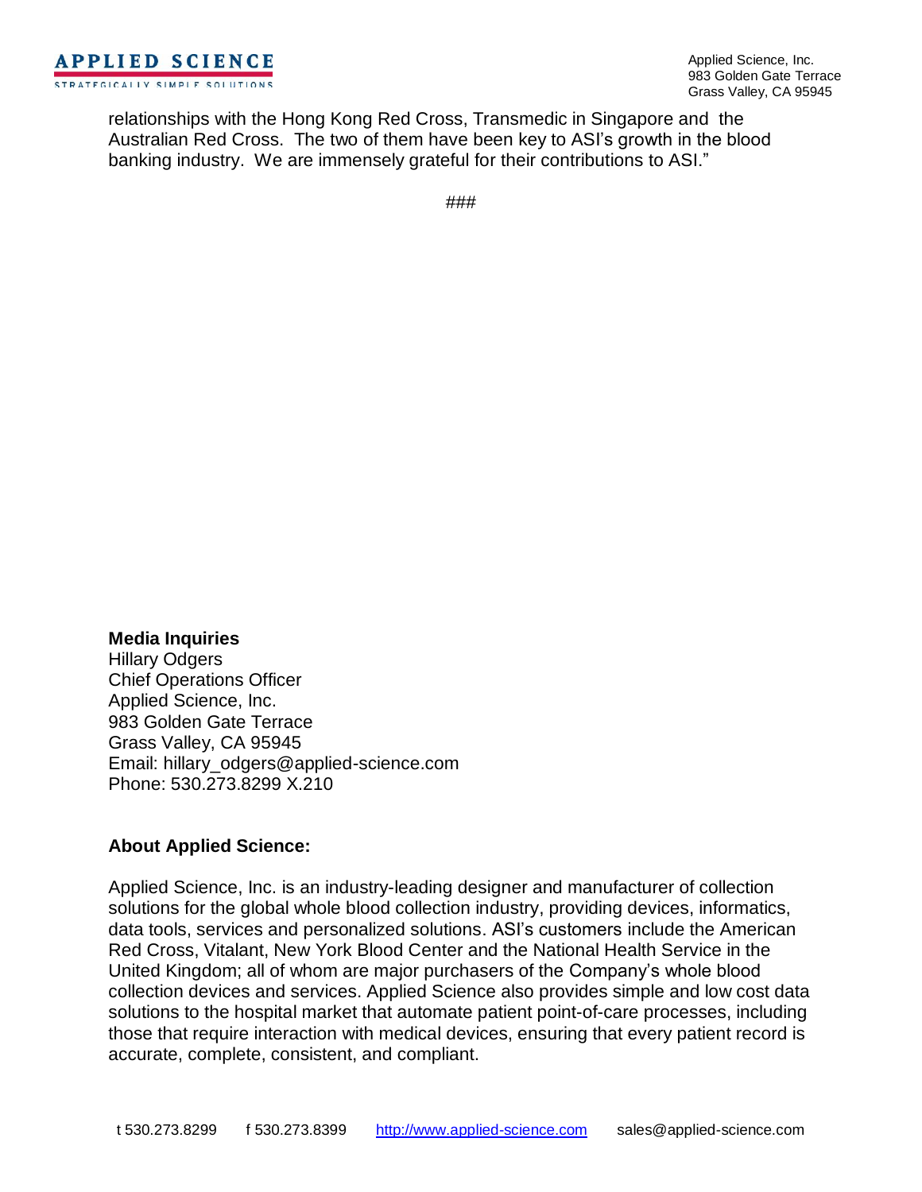relationships with the Hong Kong Red Cross, Transmedic in Singapore and the Australian Red Cross. The two of them have been key to ASI's growth in the blood banking industry. We are immensely grateful for their contributions to ASI."

###

**Media Inquiries**
Hillary Odgers
Chief Operations Officer
Applied Science, Inc.
983 Golden Gate Terrace
Grass Valley, CA 95945
Email: hillary_odgers@applied-science.com
Phone: 530.273.8299 X.210

**About Applied Science:**

Applied Science, Inc. is an industry-leading designer and manufacturer of collection solutions for the global whole blood collection industry, providing devices, informatics, data tools, services and personalized solutions. ASI's customers include the American Red Cross, Vitalant, New York Blood Center and the National Health Service in the United Kingdom; all of whom are major purchasers of the Company's whole blood collection devices and services. Applied Science also provides simple and low cost data solutions to the hospital market that automate patient point-of-care processes, including those that require interaction with medical devices, ensuring that every patient record is accurate, complete, consistent, and compliant.